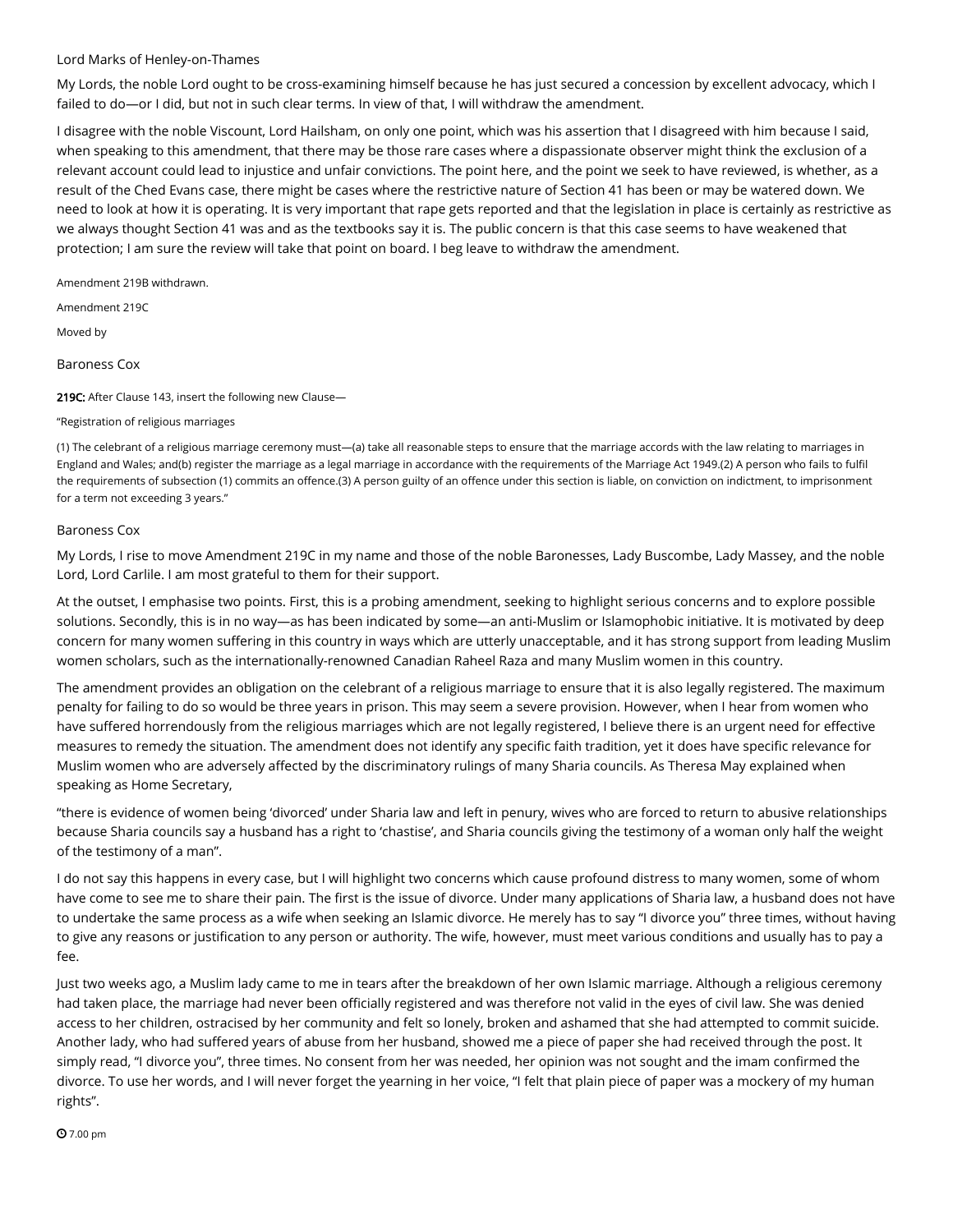Lord Marks of Henley-on-Thames

My Lords, the noble Lord ought to be cross-examining himself because he has just secured a concession by excellent advocacy, which I failed to do—or I did, but not in such clear terms. In view of that, I will withdraw the amendment.

I disagree with the noble Viscount, Lord Hailsham, on only one point, which was his assertion that I disagreed with him because I said, when speaking to this amendment, that there may be those rare cases where a dispassionate observer might think the exclusion of a relevant account could lead to injustice and unfair convictions. The point here, and the point we seek to have reviewed, is whether, as a result of the Ched Evans case, there might be cases where the restrictive nature of Section 41 has been or may be watered down. We need to look at how it is operating. It is very important that rape gets reported and that the legislation in place is certainly as restrictive as we always thought Section 41 was and as the textbooks say it is. The public concern is that this case seems to have weakened that protection; I am sure the review will take that point on board. I beg leave to withdraw the amendment.

Amendment 219B withdrawn.

Amendment 219C

Moved by

Baroness Cox

**219C:** After Clause 143, insert the following new Clause—

"Registration of religious marriages

(1) The celebrant of a religious marriage ceremony must—(a) take all reasonable steps to ensure that the marriage accords with the law relating to marriages in England and Wales; and(b) register the marriage as a legal marriage in accordance with the requirements of the Marriage Act 1949.(2) A person who fails to fulfil the requirements of subsection (1) commits an offence.(3) A person guilty of an offence under this section is liable, on conviction on indictment, to imprisonment for a term not exceeding 3 years."

Baroness Cox

My Lords, I rise to move Amendment 219C in my name and those of the noble Baronesses, Lady Buscombe, Lady Massey, and the noble Lord, Lord Carlile. I am most grateful to them for their support.

At the outset, I emphasise two points. First, this is a probing amendment, seeking to highlight serious concerns and to explore possible solutions. Secondly, this is in no way—as has been indicated by some—an anti-Muslim or Islamophobic initiative. It is motivated by deep concern for many women suffering in this country in ways which are utterly unacceptable, and it has strong support from leading Muslim women scholars, such as the internationally-renowned Canadian Raheel Raza and many Muslim women in this country.

The amendment provides an obligation on the celebrant of a religious marriage to ensure that it is also legally registered. The maximum penalty for failing to do so would be three years in prison. This may seem a severe provision. However, when I hear from women who have suffered horrendously from the religious marriages which are not legally registered, I believe there is an urgent need for effective measures to remedy the situation. The amendment does not identify any specific faith tradition, yet it does have specific relevance for Muslim women who are adversely affected by the discriminatory rulings of many Sharia councils. As Theresa May explained when speaking as Home Secretary,

"there is evidence of women being 'divorced' under Sharia law and left in penury, wives who are forced to return to abusive relationships because Sharia councils say a husband has a right to 'chastise', and Sharia councils giving the testimony of a woman only half the weight of the testimony of a man".

I do not say this happens in every case, but I will highlight two concerns which cause profound distress to many women, some of whom have come to see me to share their pain. The first is the issue of divorce. Under many applications of Sharia law, a husband does not have to undertake the same process as a wife when seeking an Islamic divorce. He merely has to say "I divorce you" three times, without having to give any reasons or justification to any person or authority. The wife, however, must meet various conditions and usually has to pay a fee.

Just two weeks ago, a Muslim lady came to me in tears after the breakdown of her own Islamic marriage. Although a religious ceremony had taken place, the marriage had never been officially registered and was therefore not valid in the eyes of civil law. She was denied access to her children, ostracised by her community and felt so lonely, broken and ashamed that she had attempted to commit suicide. Another lady, who had suffered years of abuse from her husband, showed me a piece of paper she had received through the post. It simply read, "I divorce you", three times. No consent from her was needed, her opinion was not sought and the imam confirmed the divorce. To use her words, and I will never forget the yearning in her voice, "I felt that plain piece of paper was a mockery of my human rights".

7.00 pm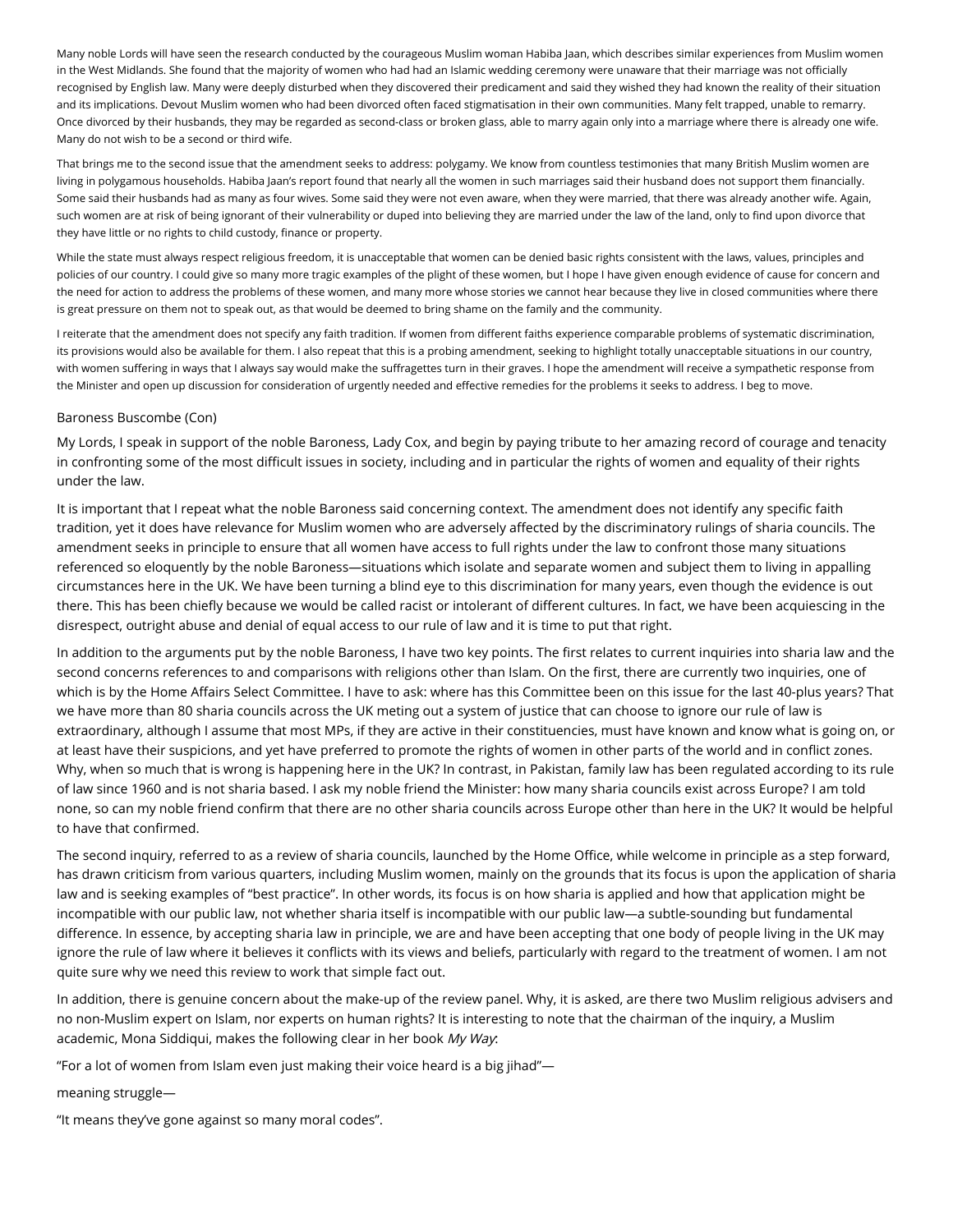Many noble Lords will have seen the research conducted by the courageous Muslim woman Habiba Jaan, which describes similar experiences from Muslim women in the West Midlands. She found that the majority of women who had had an Islamic wedding ceremony were unaware that their marriage was not officially recognised by English law. Many were deeply disturbed when they discovered their predicament and said they wished they had known the reality of their situation and its implications. Devout Muslim women who had been divorced often faced stigmatisation in their own communities. Many felt trapped, unable to remarry. Once divorced by their husbands, they may be regarded as second-class or broken glass, able to marry again only into a marriage where there is already one wife. Many do not wish to be a second or third wife.

That brings me to the second issue that the amendment seeks to address: polygamy. We know from countless testimonies that many British Muslim women are living in polygamous households. Habiba Jaan's report found that nearly all the women in such marriages said their husband does not support them financially. Some said their husbands had as many as four wives. Some said they were not even aware, when they were married, that there was already another wife. Again, such women are at risk of being ignorant of their vulnerability or duped into believing they are married under the law of the land, only to find upon divorce that they have little or no rights to child custody, finance or property.

While the state must always respect religious freedom, it is unacceptable that women can be denied basic rights consistent with the laws, values, principles and policies of our country. I could give so many more tragic examples of the plight of these women, but I hope I have given enough evidence of cause for concern and the need for action to address the problems of these women, and many more whose stories we cannot hear because they live in closed communities where there is great pressure on them not to speak out, as that would be deemed to bring shame on the family and the community.

I reiterate that the amendment does not specify any faith tradition. If women from different faiths experience comparable problems of systematic discrimination, its provisions would also be available for them. I also repeat that this is a probing amendment, seeking to highlight totally unacceptable situations in our country, with women suffering in ways that I always say would make the suffragettes turn in their graves. I hope the amendment will receive a sympathetic response from the Minister and open up discussion for consideration of urgently needed and effective remedies for the problems it seeks to address. I beg to move.

Baroness Buscombe (Con)

My Lords, I speak in support of the noble Baroness, Lady Cox, and begin by paying tribute to her amazing record of courage and tenacity in confronting some of the most difficult issues in society, including and in particular the rights of women and equality of their rights under the law.

It is important that I repeat what the noble Baroness said concerning context. The amendment does not identify any specific faith tradition, yet it does have relevance for Muslim women who are adversely affected by the discriminatory rulings of sharia councils. The amendment seeks in principle to ensure that all women have access to full rights under the law to confront those many situations referenced so eloquently by the noble Baroness—situations which isolate and separate women and subject them to living in appalling circumstances here in the UK. We have been turning a blind eye to this discrimination for many years, even though the evidence is out there. This has been chiefly because we would be called racist or intolerant of different cultures. In fact, we have been acquiescing in the disrespect, outright abuse and denial of equal access to our rule of law and it is time to put that right.

In addition to the arguments put by the noble Baroness, I have two key points. The first relates to current inquiries into sharia law and the second concerns references to and comparisons with religions other than Islam. On the first, there are currently two inquiries, one of which is by the Home Affairs Select Committee. I have to ask: where has this Committee been on this issue for the last 40-plus years? That we have more than 80 sharia councils across the UK meting out a system of justice that can choose to ignore our rule of law is extraordinary, although I assume that most MPs, if they are active in their constituencies, must have known and know what is going on, or at least have their suspicions, and yet have preferred to promote the rights of women in other parts of the world and in conflict zones. Why, when so much that is wrong is happening here in the UK? In contrast, in Pakistan, family law has been regulated according to its rule of law since 1960 and is not sharia based. I ask my noble friend the Minister: how many sharia councils exist across Europe? I am told none, so can my noble friend confirm that there are no other sharia councils across Europe other than here in the UK? It would be helpful to have that confirmed.

The second inquiry, referred to as a review of sharia councils, launched by the Home Office, while welcome in principle as a step forward, has drawn criticism from various quarters, including Muslim women, mainly on the grounds that its focus is upon the application of sharia law and is seeking examples of "best practice". In other words, its focus is on how sharia is applied and how that application might be incompatible with our public law, not whether sharia itself is incompatible with our public law—a subtle-sounding but fundamental difference. In essence, by accepting sharia law in principle, we are and have been accepting that one body of people living in the UK may ignore the rule of law where it believes it conflicts with its views and beliefs, particularly with regard to the treatment of women. I am not quite sure why we need this review to work that simple fact out.

In addition, there is genuine concern about the make-up of the review panel. Why, it is asked, are there two Muslim religious advisers and no non-Muslim expert on Islam, nor experts on human rights? It is interesting to note that the chairman of the inquiry, a Muslim academic, Mona Siddiqui, makes the following clear in her book *My Way*:

"For a lot of women from Islam even just making their voice heard is a big jihad"—

meaning struggle—

"It means they've gone against so many moral codes".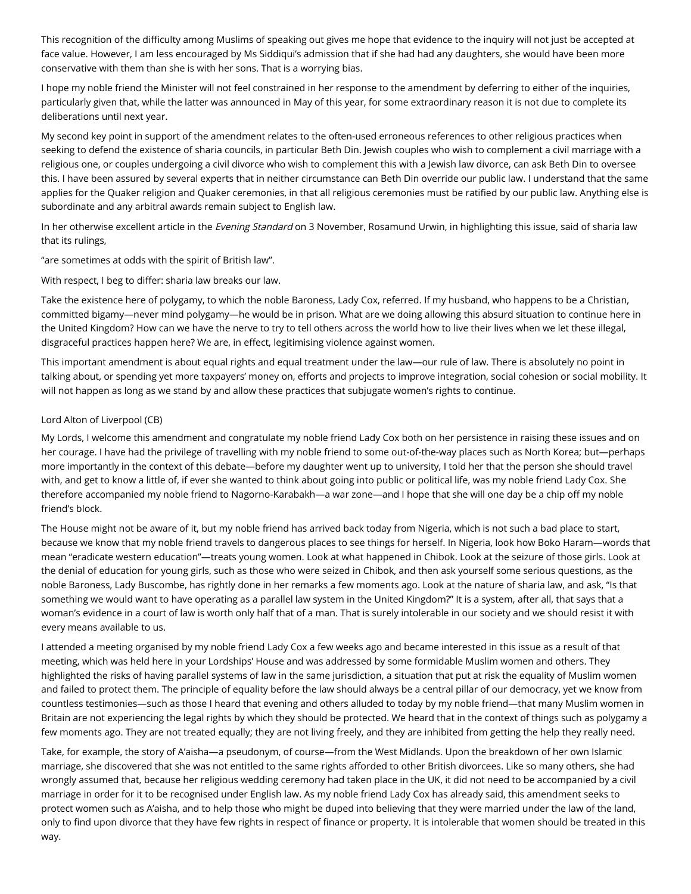This recognition of the difficulty among Muslims of speaking out gives me hope that evidence to the inquiry will not just be accepted at face value. However, I am less encouraged by Ms Siddiqui's admission that if she had had any daughters, she would have been more conservative with them than she is with her sons. That is a worrying bias.

I hope my noble friend the Minister will not feel constrained in her response to the amendment by deferring to either of the inquiries, particularly given that, while the latter was announced in May of this year, for some extraordinary reason it is not due to complete its deliberations until next year.

My second key point in support of the amendment relates to the often-used erroneous references to other religious practices when seeking to defend the existence of sharia councils, in particular Beth Din. Jewish couples who wish to complement a civil marriage with a religious one, or couples undergoing a civil divorce who wish to complement this with a Jewish law divorce, can ask Beth Din to oversee this. I have been assured by several experts that in neither circumstance can Beth Din override our public law. I understand that the same applies for the Quaker religion and Quaker ceremonies, in that all religious ceremonies must be ratified by our public law. Anything else is subordinate and any arbitral awards remain subject to English law.

In her otherwise excellent article in the *Evening Standard* on 3 November, Rosamund Urwin, in highlighting this issue, said of sharia law that its rulings,

"are sometimes at odds with the spirit of British law".

With respect, I beg to differ: sharia law breaks our law.

Take the existence here of polygamy, to which the noble Baroness, Lady Cox, referred. If my husband, who happens to be a Christian, committed bigamy—never mind polygamy—he would be in prison. What are we doing allowing this absurd situation to continue here in the United Kingdom? How can we have the nerve to try to tell others across the world how to live their lives when we let these illegal, disgraceful practices happen here? We are, in effect, legitimising violence against women.

This important amendment is about equal rights and equal treatment under the law—our rule of law. There is absolutely no point in talking about, or spending yet more taxpayers' money on, efforts and projects to improve integration, social cohesion or social mobility. It will not happen as long as we stand by and allow these practices that subjugate women's rights to continue.

Lord Alton of Liverpool (CB)

My Lords, I welcome this amendment and congratulate my noble friend Lady Cox both on her persistence in raising these issues and on her courage. I have had the privilege of travelling with my noble friend to some out-of-the-way places such as North Korea; but—perhaps more importantly in the context of this debate—before my daughter went up to university, I told her that the person she should travel with, and get to know a little of, if ever she wanted to think about going into public or political life, was my noble friend Lady Cox. She therefore accompanied my noble friend to Nagorno-Karabakh—a war zone—and I hope that she will one day be a chip off my noble friend's block.

The House might not be aware of it, but my noble friend has arrived back today from Nigeria, which is not such a bad place to start, because we know that my noble friend travels to dangerous places to see things for herself. In Nigeria, look how Boko Haram—words that mean "eradicate western education"—treats young women. Look at what happened in Chibok. Look at the seizure of those girls. Look at the denial of education for young girls, such as those who were seized in Chibok, and then ask yourself some serious questions, as the noble Baroness, Lady Buscombe, has rightly done in her remarks a few moments ago. Look at the nature of sharia law, and ask, "Is that something we would want to have operating as a parallel law system in the United Kingdom?" It is a system, after all, that says that a woman's evidence in a court of law is worth only half that of a man. That is surely intolerable in our society and we should resist it with every means available to us.

I attended a meeting organised by my noble friend Lady Cox a few weeks ago and became interested in this issue as a result of that meeting, which was held here in your Lordships' House and was addressed by some formidable Muslim women and others. They highlighted the risks of having parallel systems of law in the same jurisdiction, a situation that put at risk the equality of Muslim women and failed to protect them. The principle of equality before the law should always be a central pillar of our democracy, yet we know from countless testimonies—such as those I heard that evening and others alluded to today by my noble friend—that many Muslim women in Britain are not experiencing the legal rights by which they should be protected. We heard that in the context of things such as polygamy a few moments ago. They are not treated equally; they are not living freely, and they are inhibited from getting the help they really need.

Take, for example, the story of A'aisha—a pseudonym, of course—from the West Midlands. Upon the breakdown of her own Islamic marriage, she discovered that she was not entitled to the same rights afforded to other British divorcees. Like so many others, she had wrongly assumed that, because her religious wedding ceremony had taken place in the UK, it did not need to be accompanied by a civil marriage in order for it to be recognised under English law. As my noble friend Lady Cox has already said, this amendment seeks to protect women such as A'aisha, and to help those who might be duped into believing that they were married under the law of the land, only to find upon divorce that they have few rights in respect of finance or property. It is intolerable that women should be treated in this way.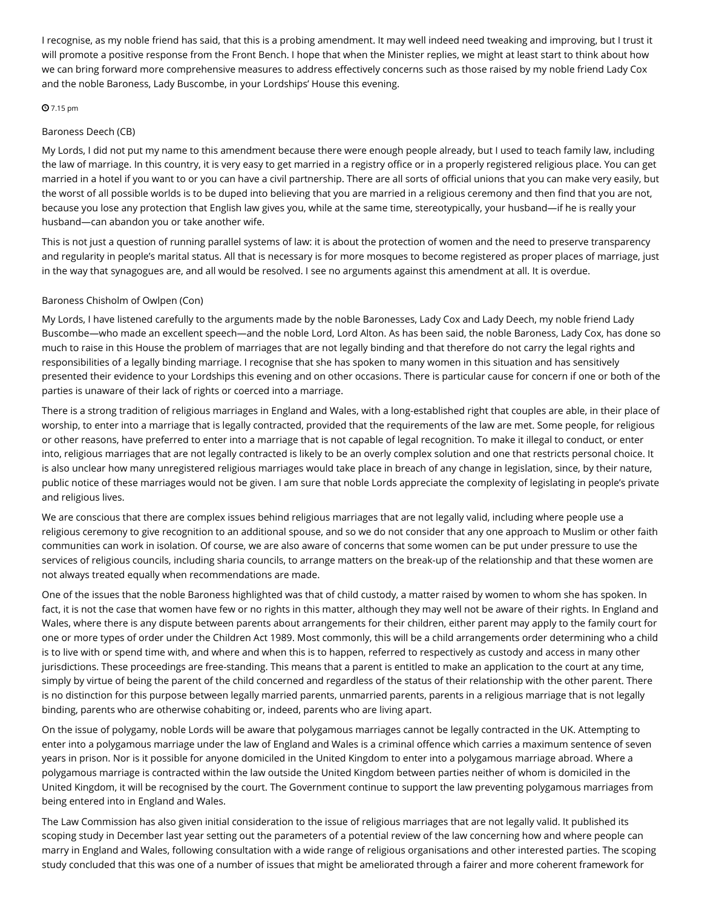I recognise, as my noble friend has said, that this is a probing amendment. It may well indeed need tweaking and improving, but I trust it will promote a positive response from the Front Bench. I hope that when the Minister replies, we might at least start to think about how we can bring forward more comprehensive measures to address effectively concerns such as those raised by my noble friend Lady Cox and the noble Baroness, Lady Buscombe, in your Lordships' House this evening.

7.15 pm

Baroness Deech (CB)

My Lords, I did not put my name to this amendment because there were enough people already, but I used to teach family law, including the law of marriage. In this country, it is very easy to get married in a registry office or in a properly registered religious place. You can get married in a hotel if you want to or you can have a civil partnership. There are all sorts of official unions that you can make very easily, but the worst of all possible worlds is to be duped into believing that you are married in a religious ceremony and then find that you are not, because you lose any protection that English law gives you, while at the same time, stereotypically, your husband—if he is really your husband—can abandon you or take another wife.

This is not just a question of running parallel systems of law: it is about the protection of women and the need to preserve transparency and regularity in people's marital status. All that is necessary is for more mosques to become registered as proper places of marriage, just in the way that synagogues are, and all would be resolved. I see no arguments against this amendment at all. It is overdue.

Baroness Chisholm of Owlpen (Con)

My Lords, I have listened carefully to the arguments made by the noble Baronesses, Lady Cox and Lady Deech, my noble friend Lady Buscombe—who made an excellent speech—and the noble Lord, Lord Alton. As has been said, the noble Baroness, Lady Cox, has done so much to raise in this House the problem of marriages that are not legally binding and that therefore do not carry the legal rights and responsibilities of a legally binding marriage. I recognise that she has spoken to many women in this situation and has sensitively presented their evidence to your Lordships this evening and on other occasions. There is particular cause for concern if one or both of the parties is unaware of their lack of rights or coerced into a marriage.

There is a strong tradition of religious marriages in England and Wales, with a long-established right that couples are able, in their place of worship, to enter into a marriage that is legally contracted, provided that the requirements of the law are met. Some people, for religious or other reasons, have preferred to enter into a marriage that is not capable of legal recognition. To make it illegal to conduct, or enter into, religious marriages that are not legally contracted is likely to be an overly complex solution and one that restricts personal choice. It is also unclear how many unregistered religious marriages would take place in breach of any change in legislation, since, by their nature, public notice of these marriages would not be given. I am sure that noble Lords appreciate the complexity of legislating in people's private and religious lives.

We are conscious that there are complex issues behind religious marriages that are not legally valid, including where people use a religious ceremony to give recognition to an additional spouse, and so we do not consider that any one approach to Muslim or other faith communities can work in isolation. Of course, we are also aware of concerns that some women can be put under pressure to use the services of religious councils, including sharia councils, to arrange matters on the break-up of the relationship and that these women are not always treated equally when recommendations are made.

One of the issues that the noble Baroness highlighted was that of child custody, a matter raised by women to whom she has spoken. In fact, it is not the case that women have few or no rights in this matter, although they may well not be aware of their rights. In England and Wales, where there is any dispute between parents about arrangements for their children, either parent may apply to the family court for one or more types of order under the Children Act 1989. Most commonly, this will be a child arrangements order determining who a child is to live with or spend time with, and where and when this is to happen, referred to respectively as custody and access in many other jurisdictions. These proceedings are free-standing. This means that a parent is entitled to make an application to the court at any time, simply by virtue of being the parent of the child concerned and regardless of the status of their relationship with the other parent. There is no distinction for this purpose between legally married parents, unmarried parents, parents in a religious marriage that is not legally binding, parents who are otherwise cohabiting or, indeed, parents who are living apart.

On the issue of polygamy, noble Lords will be aware that polygamous marriages cannot be legally contracted in the UK. Attempting to enter into a polygamous marriage under the law of England and Wales is a criminal offence which carries a maximum sentence of seven years in prison. Nor is it possible for anyone domiciled in the United Kingdom to enter into a polygamous marriage abroad. Where a polygamous marriage is contracted within the law outside the United Kingdom between parties neither of whom is domiciled in the United Kingdom, it will be recognised by the court. The Government continue to support the law preventing polygamous marriages from being entered into in England and Wales.

The Law Commission has also given initial consideration to the issue of religious marriages that are not legally valid. It published its scoping study in December last year setting out the parameters of a potential review of the law concerning how and where people can marry in England and Wales, following consultation with a wide range of religious organisations and other interested parties. The scoping study concluded that this was one of a number of issues that might be ameliorated through a fairer and more coherent framework for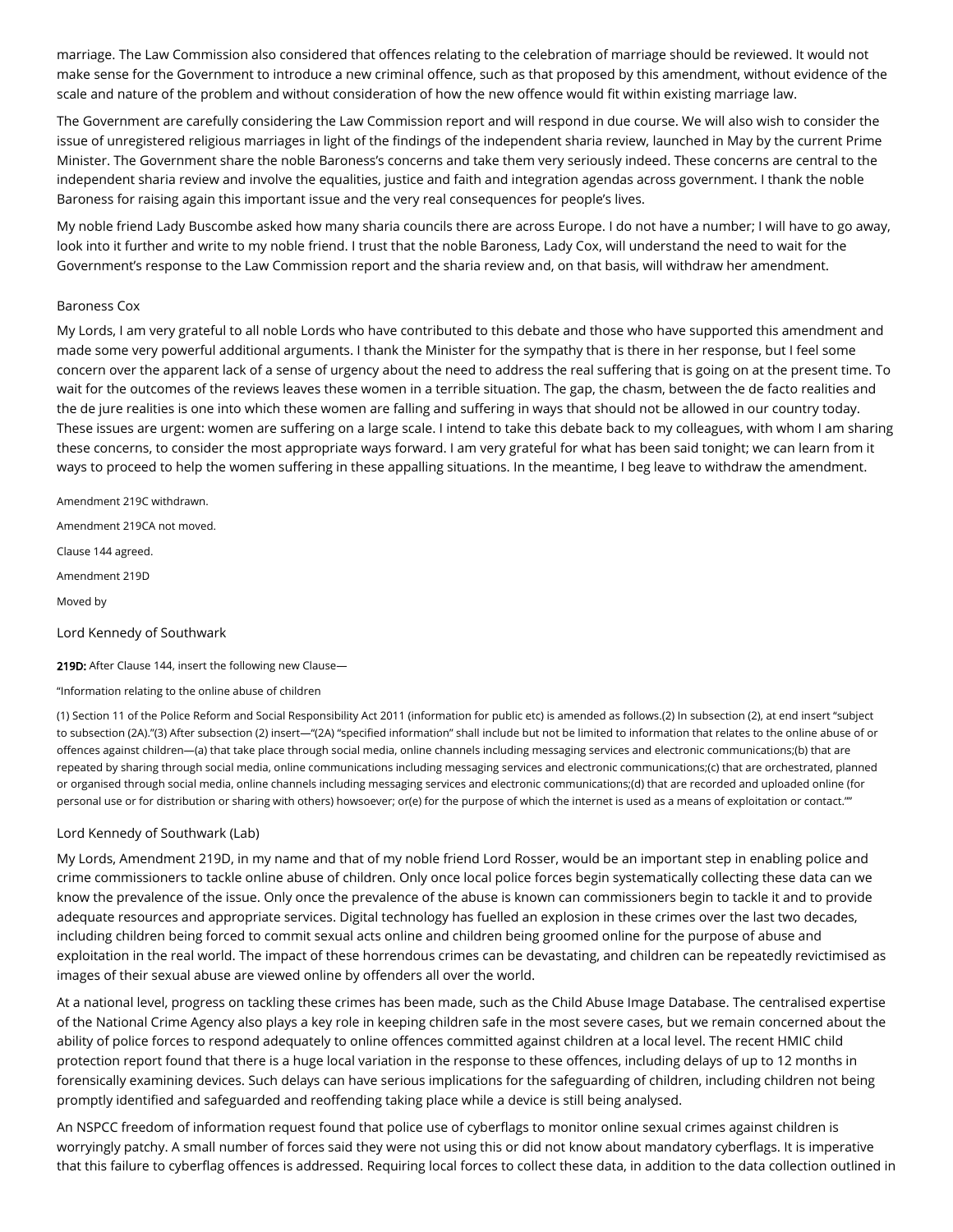marriage. The Law Commission also considered that offences relating to the celebration of marriage should be reviewed. It would not make sense for the Government to introduce a new criminal offence, such as that proposed by this amendment, without evidence of the scale and nature of the problem and without consideration of how the new offence would fit within existing marriage law.

The Government are carefully considering the Law Commission report and will respond in due course. We will also wish to consider the issue of unregistered religious marriages in light of the findings of the independent sharia review, launched in May by the current Prime Minister. The Government share the noble Baroness's concerns and take them very seriously indeed. These concerns are central to the independent sharia review and involve the equalities, justice and faith and integration agendas across government. I thank the noble Baroness for raising again this important issue and the very real consequences for people's lives.

My noble friend Lady Buscombe asked how many sharia councils there are across Europe. I do not have a number; I will have to go away, look into it further and write to my noble friend. I trust that the noble Baroness, Lady Cox, will understand the need to wait for the Government's response to the Law Commission report and the sharia review and, on that basis, will withdraw her amendment.

Baroness Cox

My Lords, I am very grateful to all noble Lords who have contributed to this debate and those who have supported this amendment and made some very powerful additional arguments. I thank the Minister for the sympathy that is there in her response, but I feel some concern over the apparent lack of a sense of urgency about the need to address the real suffering that is going on at the present time. To wait for the outcomes of the reviews leaves these women in a terrible situation. The gap, the chasm, between the de facto realities and the de jure realities is one into which these women are falling and suffering in ways that should not be allowed in our country today. These issues are urgent: women are suffering on a large scale. I intend to take this debate back to my colleagues, with whom I am sharing these concerns, to consider the most appropriate ways forward. I am very grateful for what has been said tonight; we can learn from it ways to proceed to help the women suffering in these appalling situations. In the meantime, I beg leave to withdraw the amendment.

Amendment 219C withdrawn.

Amendment 219CA not moved.

Clause 144 agreed.

Amendment 219D

Moved by

Lord Kennedy of Southwark

**219D:** After Clause 144, insert the following new Clause—

"Information relating to the online abuse of children

(1) Section 11 of the Police Reform and Social Responsibility Act 2011 (information for public etc) is amended as follows.(2) In subsection (2), at end insert "subject to subsection (2A)."(3) After subsection (2) insert—"(2A) "specified information" shall include but not be limited to information that relates to the online abuse of or offences against children—(a) that take place through social media, online channels including messaging services and electronic communications;(b) that are repeated by sharing through social media, online communications including messaging services and electronic communications;(c) that are orchestrated, planned or organised through social media, online channels including messaging services and electronic communications;(d) that are recorded and uploaded online (for personal use or for distribution or sharing with others) howsoever; or(e) for the purpose of which the internet is used as a means of exploitation or contact.""

Lord Kennedy of Southwark (Lab)

My Lords, Amendment 219D, in my name and that of my noble friend Lord Rosser, would be an important step in enabling police and crime commissioners to tackle online abuse of children. Only once local police forces begin systematically collecting these data can we know the prevalence of the issue. Only once the prevalence of the abuse is known can commissioners begin to tackle it and to provide adequate resources and appropriate services. Digital technology has fuelled an explosion in these crimes over the last two decades, including children being forced to commit sexual acts online and children being groomed online for the purpose of abuse and exploitation in the real world. The impact of these horrendous crimes can be devastating, and children can be repeatedly revictimised as images of their sexual abuse are viewed online by offenders all over the world.

At a national level, progress on tackling these crimes has been made, such as the Child Abuse Image Database. The centralised expertise of the National Crime Agency also plays a key role in keeping children safe in the most severe cases, but we remain concerned about the ability of police forces to respond adequately to online offences committed against children at a local level. The recent HMIC child protection report found that there is a huge local variation in the response to these offences, including delays of up to 12 months in forensically examining devices. Such delays can have serious implications for the safeguarding of children, including children not being promptly identified and safeguarded and reoffending taking place while a device is still being analysed.

An NSPCC freedom of information request found that police use of cyberflags to monitor online sexual crimes against children is worryingly patchy. A small number of forces said they were not using this or did not know about mandatory cyberflags. It is imperative that this failure to cyberflag offences is addressed. Requiring local forces to collect these data, in addition to the data collection outlined in